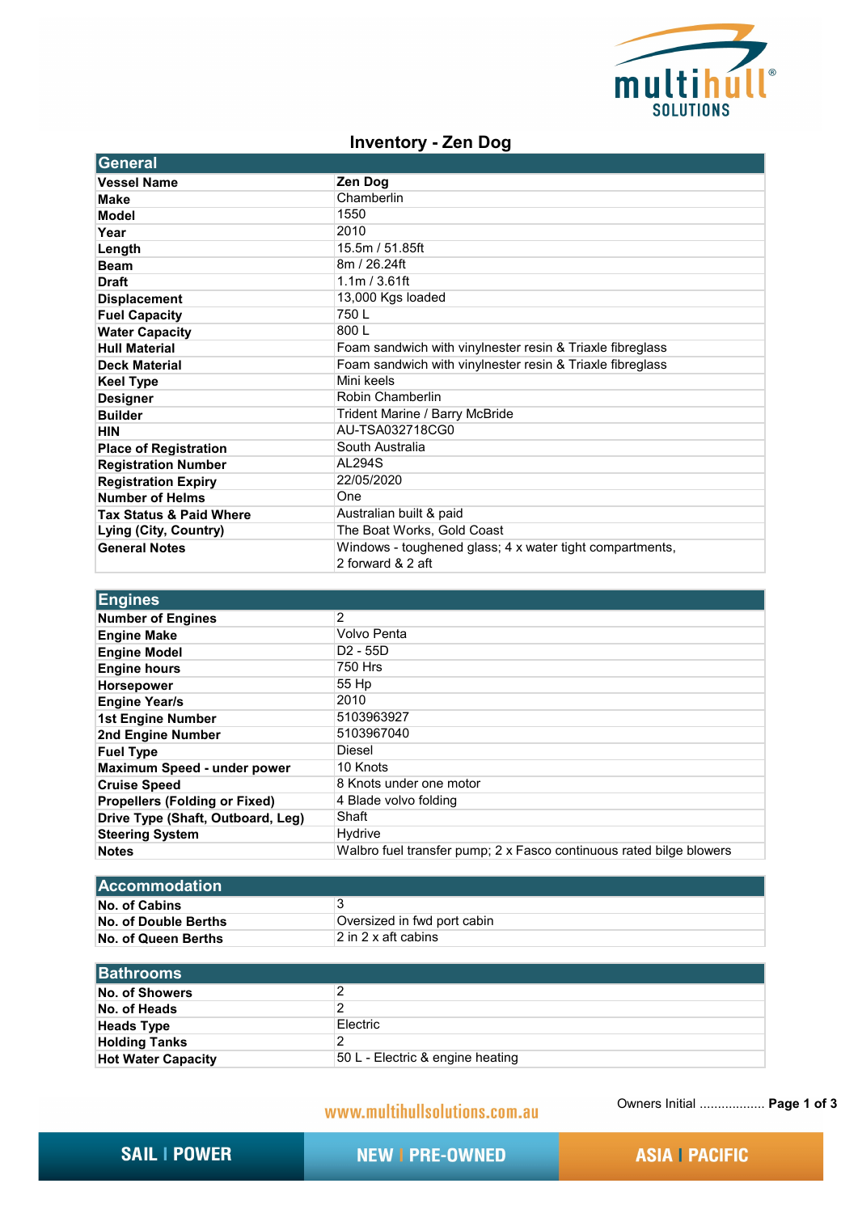# Inventory - Zen Dog

| General | |
|---|---|
| **Vessel Name** | **Zen Dog** |
| **Make** | Chamberlin |
| **Model** | 1550 |
| **Year** | 2010 |
| **Length** | 15.5m / 51.85ft |
| **Beam** | 8m / 26.24ft |
| **Draft** | 1.1m / 3.61ft |
| **Displacement** | 13,000 Kgs loaded |
| **Fuel Capacity** | 750 L |
| **Water Capacity** | 800 L |
| **Hull Material** | Foam sandwich with vinylnester resin & Triaxle fibreglass |
| **Deck Material** | Foam sandwich with vinylnester resin & Triaxle fibreglass |
| **Keel Type** | Mini keels |
| **Designer** | Robin Chamberlin |
| **Builder** | Trident Marine / Barry McBride |
| **HIN** | AU-TSA032718CG0 |
| **Place of Registration** | South Australia |
| **Registration Number** | AL294S |
| **Registration Expiry** | 22/05/2020 |
| **Number of Helms** | One |
| **Tax Status & Paid Where** | Australian built & paid |
| **Lying (City, Country)** | The Boat Works, Gold Coast |
| **General Notes** | Windows - toughened glass; 4 x water tight compartments, 2 forward & 2 aft |

| Engines | |
|---|---|
| **Number of Engines** | 2 |
| **Engine Make** | Volvo Penta |
| **Engine Model** | D2 - 55D |
| **Engine hours** | 750 Hrs |
| **Horsepower** | 55 Hp |
| **Engine Year/s** | 2010 |
| **1st Engine Number** | 5103963927 |
| **2nd Engine Number** | 5103967040 |
| **Fuel Type** | Diesel |
| **Maximum Speed - under power** | 10 Knots |
| **Cruise Speed** | 8 Knots under one motor |
| **Propellers (Folding or Fixed)** | 4 Blade volvo folding |
| **Drive Type (Shaft, Outboard, Leg)** | Shaft |
| **Steering System** | Hydrive |
| **Notes** | Walbro fuel transfer pump; 2 x Fasco continuous rated bilge blowers |

| Accommodation | |
|---|---|
| **No. of Cabins** | 3 |
| **No. of Double Berths** | Oversized in fwd port cabin |
| **No. of Queen Berths** | 2 in 2 x aft cabins |

| Bathrooms | |
|---|---|
| **No. of Showers** | 2 |
| **No. of Heads** | 2 |
| **Heads Type** | Electric |
| **Holding Tanks** | 2 |
| **Hot Water Capacity** | 50 L - Electric & engine heating |

Owners Initial ..................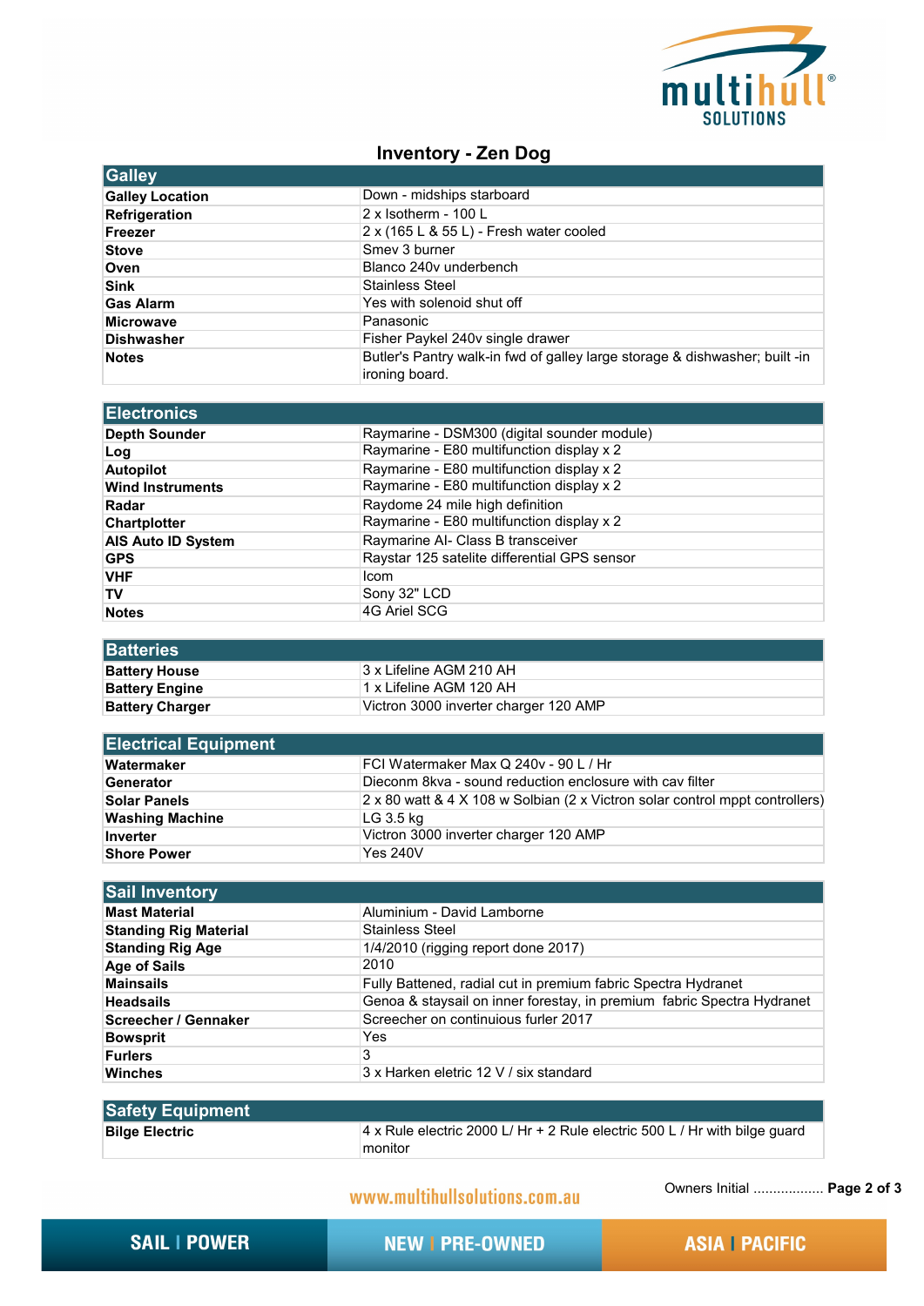# Inventory - Zen Dog

| Galley | |
|---|---|
| **Galley Location** | Down - midships starboard |
| **Refrigeration** | 2 x Isotherm - 100 L |
| **Freezer** | 2 x (165 L & 55 L) - Fresh water cooled |
| **Stove** | Smev 3 burner |
| **Oven** | Blanco 240v underbench |
| **Sink** | Stainless Steel |
| **Gas Alarm** | Yes with solenoid shut off |
| **Microwave** | Panasonic |
| **Dishwasher** | Fisher Paykel 240v single drawer |
| **Notes** | Butler's Pantry walk-in fwd of galley large storage & dishwasher; built -in ironing board. |

| Electronics | |
|---|---|
| **Depth Sounder** | Raymarine - DSM300 (digital sounder module) |
| **Log** | Raymarine - E80 multifunction display x 2 |
| **Autopilot** | Raymarine - E80 multifunction display x 2 |
| **Wind Instruments** | Raymarine - E80 multifunction display x 2 |
| **Radar** | Raydome 24 mile high definition |
| **Chartplotter** | Raymarine - E80 multifunction display x 2 |
| **AIS Auto ID System** | Raymarine AI- Class B transceiver |
| **GPS** | Raystar 125 satelite differential GPS sensor |
| **VHF** | Icom |
| **TV** | Sony 32" LCD |
| **Notes** | 4G Ariel SCG |

| Batteries | |
|---|---|
| **Battery House** | 3 x Lifeline AGM 210 AH |
| **Battery Engine** | 1 x Lifeline AGM 120 AH |
| **Battery Charger** | Victron 3000 inverter charger 120 AMP |

| Electrical Equipment | |
|---|---|
| **Watermaker** | FCI Watermaker Max Q 240v - 90 L / Hr |
| **Generator** | Dieconm 8kva - sound reduction enclosure with cav filter |
| **Solar Panels** | 2 x 80 watt & 4 X 108 w Solbian (2 x Victron solar control mppt controllers) |
| **Washing Machine** | LG 3.5 kg |
| **Inverter** | Victron 3000 inverter charger 120 AMP |
| **Shore Power** | Yes 240V |

| Sail Inventory | |
|---|---|
| **Mast Material** | Aluminium - David Lamborne |
| **Standing Rig Material** | Stainless Steel |
| **Standing Rig Age** | 1/4/2010 (rigging report done 2017) |
| **Age of Sails** | 2010 |
| **Mainsails** | Fully Battened, radial cut in premium fabric Spectra Hydranet |
| **Headsails** | Genoa & staysail on inner forestay, in premium fabric Spectra Hydranet |
| **Screecher / Gennaker** | Screecher on continuious furler 2017 |
| **Bowsprit** | Yes |
| **Furlers** | 3 |
| **Winches** | 3 x Harken eletric 12 V / six standard |

| Safety Equipment | |
|---|---|
| **Bilge Electric** | 4 x Rule electric 2000 L/ Hr + 2 Rule electric 500 L / Hr with bilge guard monitor |

Owners Initial ..................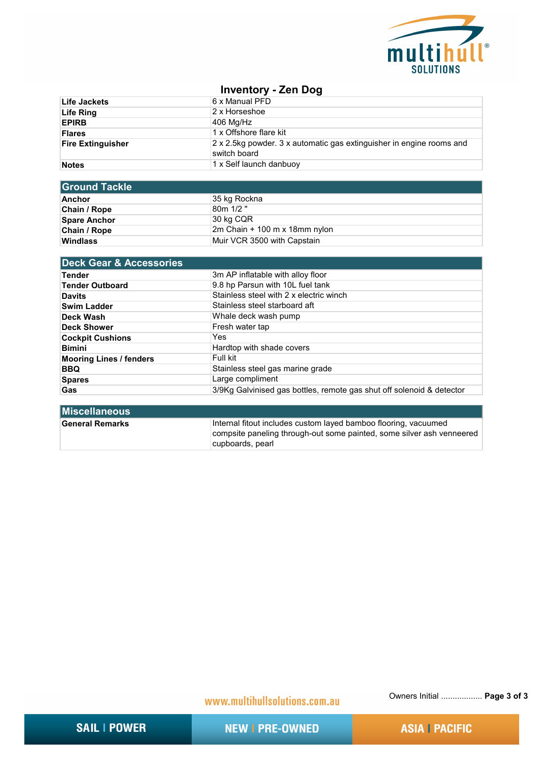## Inventory - Zen Dog

| | |
|---|---|
| **Life Jackets** | 6 x Manual PFD |
| **Life Ring** | 2 x Horseshoe |
| **EPIRB** | 406 Mg/Hz |
| **Flares** | 1 x Offshore flare kit |
| **Fire Extinguisher** | 2 x 2.5kg powder. 3 x automatic gas extinguisher in engine rooms and switch board |
| **Notes** | 1 x Self launch danbuoy |

### Ground Tackle

| | |
|---|---|
| **Anchor** | 35 kg Rockna |
| **Chain / Rope** | 80m 1/2 " |
| **Spare Anchor** | 30 kg CQR |
| **Chain / Rope** | 2m Chain + 100 m x 18mm nylon |
| **Windlass** | Muir VCR 3500 with Capstain |

### Deck Gear & Accessories

| | |
|---|---|
| **Tender** | 3m AP inflatable with alloy floor |
| **Tender Outboard** | 9.8 hp Parsun with 10L fuel tank |
| **Davits** | Stainless steel with 2 x electric winch |
| **Swim Ladder** | Stainless steel starboard aft |
| **Deck Wash** | Whale deck wash pump |
| **Deck Shower** | Fresh water tap |
| **Cockpit Cushions** | Yes |
| **Bimini** | Hardtop with shade covers |
| **Mooring Lines / fenders** | Full kit |
| **BBQ** | Stainless steel gas marine grade |
| **Spares** | Large compliment |
| **Gas** | 3/9Kg Galvinised gas bottles, remote gas shut off solenoid & detector |

### Miscellaneous

| | |
|---|---|
| **General Remarks** | Internal fitout includes custom layed bamboo flooring, vacuumed compsite paneling through-out some painted, some silver ash venneered cupboards, pearl |

Owners Initial ..................